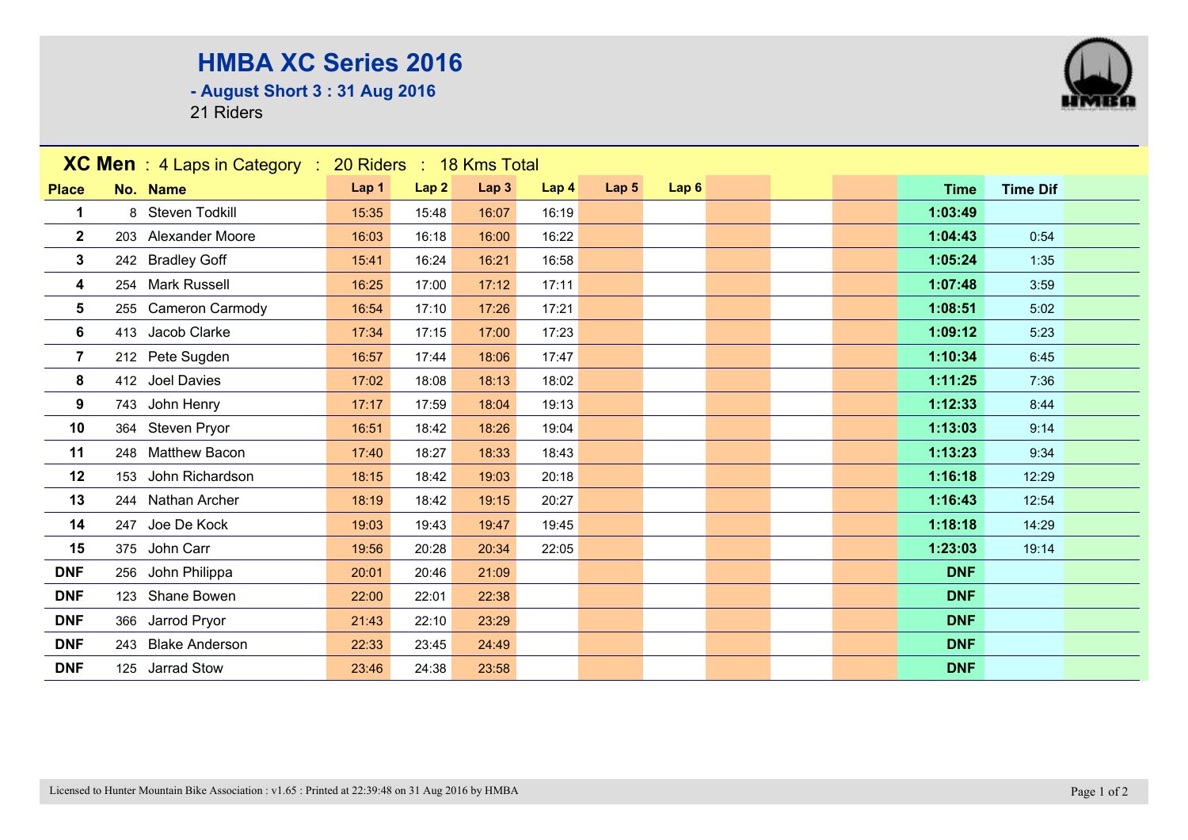# HMBA XC Series 2016

## - August Short 3 : 31 Aug 2016

21 Riders

**XC Men** : 4 Laps in Category : 20 Riders : 18 Kms Total

| Place | No. | Name | Lap 1 | Lap 2 | Lap 3 | Lap 4 | Lap 5 | Lap 6 | | | | Time | Time Dif |
|---|---|---|---|---|---|---|---|---|---|---|---|---|---|
| 1 | 8 | Steven Todkill | 15:35 | 15:48 | 16:07 | 16:19 | | | | | | 1:03:49 | |
| 2 | 203 | Alexander Moore | 16:03 | 16:18 | 16:00 | 16:22 | | | | | | 1:04:43 | 0:54 |
| 3 | 242 | Bradley Goff | 15:41 | 16:24 | 16:21 | 16:58 | | | | | | 1:05:24 | 1:35 |
| 4 | 254 | Mark Russell | 16:25 | 17:00 | 17:12 | 17:11 | | | | | | 1:07:48 | 3:59 |
| 5 | 255 | Cameron Carmody | 16:54 | 17:10 | 17:26 | 17:21 | | | | | | 1:08:51 | 5:02 |
| 6 | 413 | Jacob Clarke | 17:34 | 17:15 | 17:00 | 17:23 | | | | | | 1:09:12 | 5:23 |
| 7 | 212 | Pete Sugden | 16:57 | 17:44 | 18:06 | 17:47 | | | | | | 1:10:34 | 6:45 |
| 8 | 412 | Joel Davies | 17:02 | 18:08 | 18:13 | 18:02 | | | | | | 1:11:25 | 7:36 |
| 9 | 743 | John Henry | 17:17 | 17:59 | 18:04 | 19:13 | | | | | | 1:12:33 | 8:44 |
| 10 | 364 | Steven Pryor | 16:51 | 18:42 | 18:26 | 19:04 | | | | | | 1:13:03 | 9:14 |
| 11 | 248 | Matthew Bacon | 17:40 | 18:27 | 18:33 | 18:43 | | | | | | 1:13:23 | 9:34 |
| 12 | 153 | John Richardson | 18:15 | 18:42 | 19:03 | 20:18 | | | | | | 1:16:18 | 12:29 |
| 13 | 244 | Nathan Archer | 18:19 | 18:42 | 19:15 | 20:27 | | | | | | 1:16:43 | 12:54 |
| 14 | 247 | Joe De Kock | 19:03 | 19:43 | 19:47 | 19:45 | | | | | | 1:18:18 | 14:29 |
| 15 | 375 | John Carr | 19:56 | 20:28 | 20:34 | 22:05 | | | | | | 1:23:03 | 19:14 |
| DNF | 256 | John Philippa | 20:01 | 20:46 | 21:09 | | | | | | | DNF | |
| DNF | 123 | Shane Bowen | 22:00 | 22:01 | 22:38 | | | | | | | DNF | |
| DNF | 366 | Jarrod Pryor | 21:43 | 22:10 | 23:29 | | | | | | | DNF | |
| DNF | 243 | Blake Anderson | 22:33 | 23:45 | 24:49 | | | | | | | DNF | |
| DNF | 125 | Jarrad Stow | 23:46 | 24:38 | 23:58 | | | | | | | DNF | |

Licensed to Hunter Mountain Bike Association : v1.65 : Printed at 22:39:48 on 31 Aug 2016 by HMBA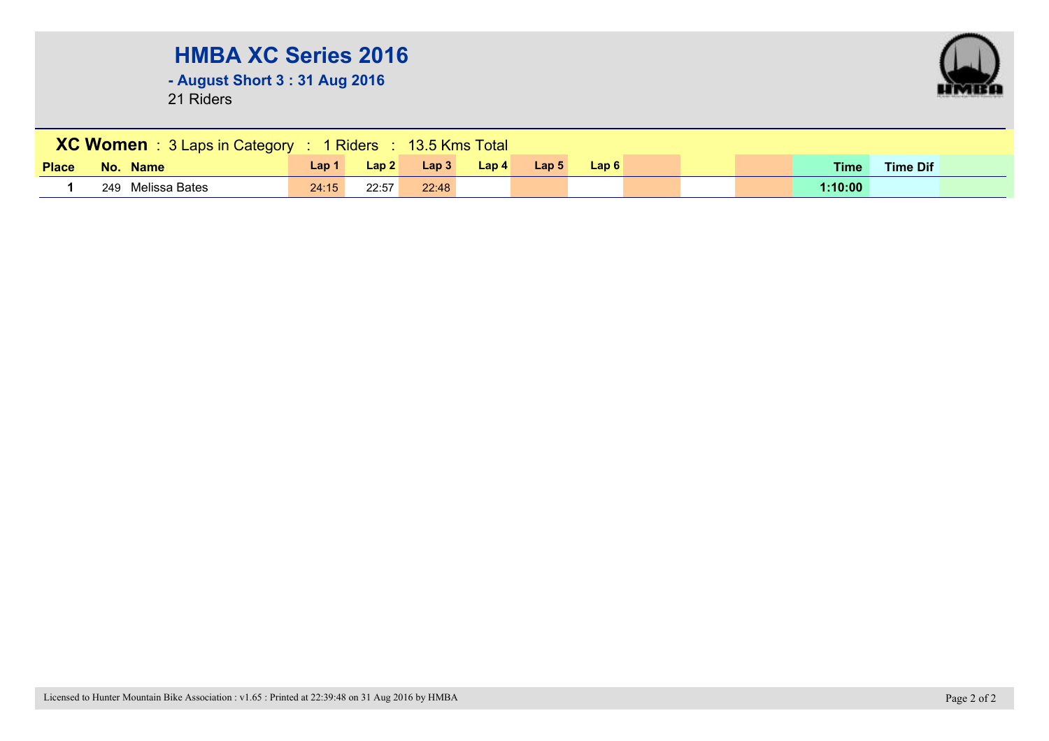# HMBA XC Series 2016

**- August Short 3 : 31 Aug 2016**

21 Riders

**XC Women** : 3 Laps in Category : 1 Riders : 13.5 Kms Total

| Place | No. | Name | Lap 1 | Lap 2 | Lap 3 | Lap 4 | Lap 5 | Lap 6 | | | | Time | Time Dif | |
|---|---|---|---|---|---|---|---|---|---|---|---|---|---|---|
| 1 | 249 | Melissa Bates | 24:15 | 22:57 | 22:48 | | | | | | | 1:10:00 | | |

Licensed to Hunter Mountain Bike Association : v1.65 : Printed at 22:39:48 on 31 Aug 2016 by HMBA